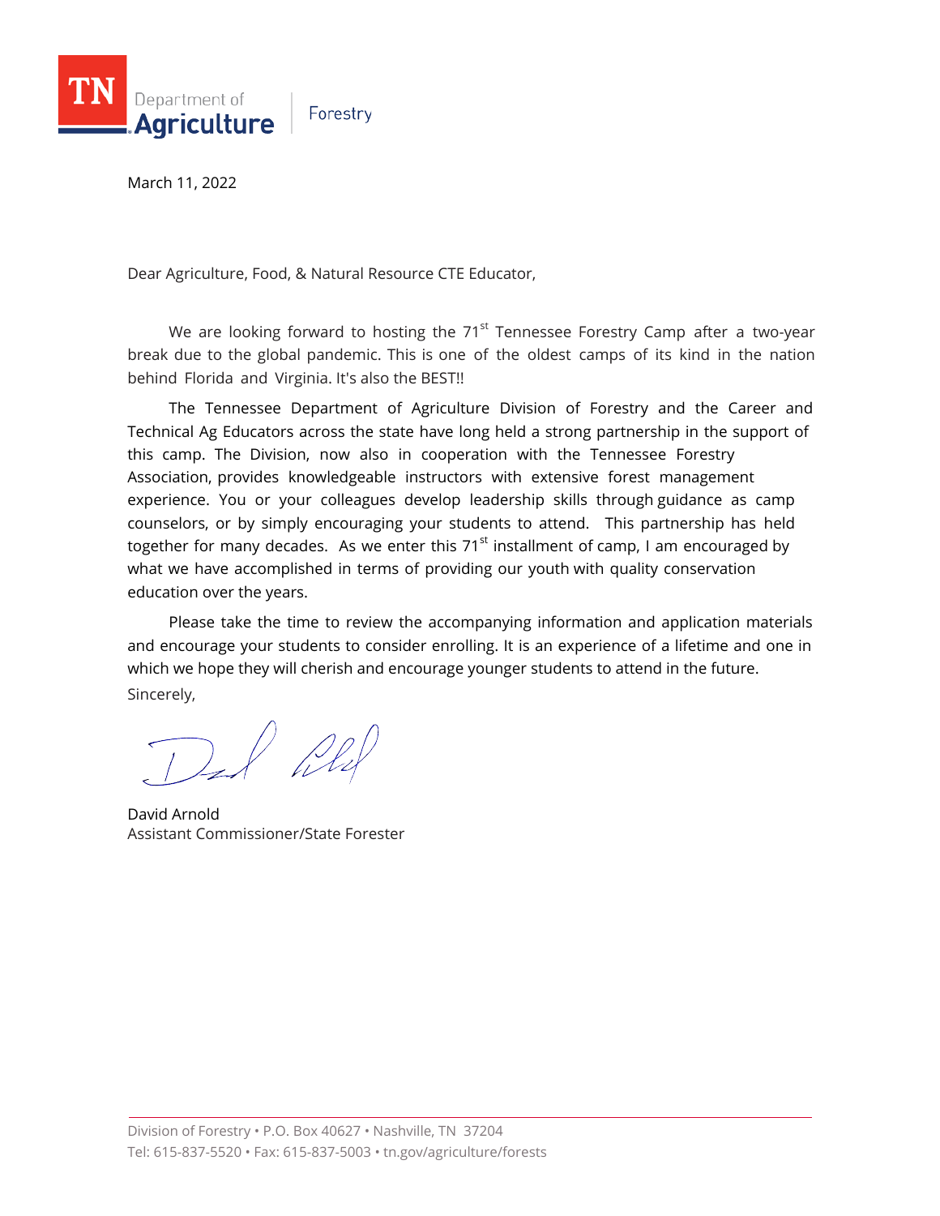TN Department of Agriculture | Forestry

March 11, 2022

Dear Agriculture, Food, & Natural Resource CTE Educator,

We are looking forward to hosting the 71st Tennessee Forestry Camp after a two-year break due to the global pandemic. This is one of the oldest camps of its kind in the nation behind Florida and Virginia. It's also the BEST!!

The Tennessee Department of Agriculture Division of Forestry and the Career and Technical Ag Educators across the state have long held a strong partnership in the support of this camp. The Division, now also in cooperation with the Tennessee Forestry Association, provides knowledgeable instructors with extensive forest management experience. You or your colleagues develop leadership skills through guidance as camp counselors, or by simply encouraging your students to attend. This partnership has held together for many decades. As we enter this 71st installment of camp, I am encouraged by what we have accomplished in terms of providing our youth with quality conservation education over the years.

Please take the time to review the accompanying information and application materials and encourage your students to consider enrolling. It is an experience of a lifetime and one in which we hope they will cherish and encourage younger students to attend in the future.

Sincerely,

David Arnold
Assistant Commissioner/State Forester

Division of Forestry • P.O. Box 40627 • Nashville, TN 37204
Tel: 615-837-5520 • Fax: 615-837-5003 • tn.gov/agriculture/forests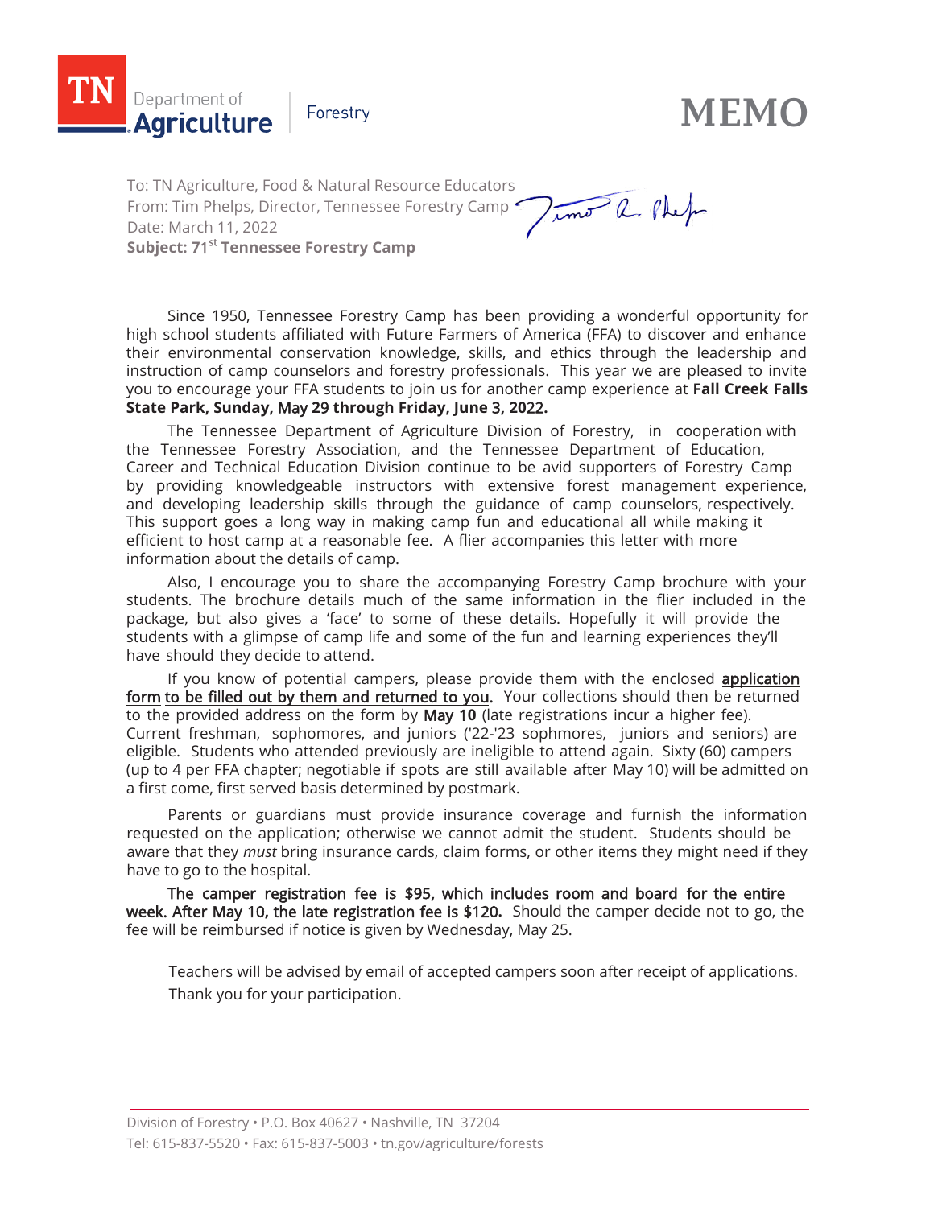TN Department of **Agriculture** | Forestry

# MEMO

To: TN Agriculture, Food & Natural Resource Educators
From: Tim Phelps, Director, Tennessee Forestry Camp
Date: March 11, 2022
**Subject: 71st Tennessee Forestry Camp**

Since 1950, Tennessee Forestry Camp has been providing a wonderful opportunity for high school students affiliated with Future Farmers of America (FFA) to discover and enhance their environmental conservation knowledge, skills, and ethics through the leadership and instruction of camp counselors and forestry professionals. This year we are pleased to invite you to encourage your FFA students to join us for another camp experience at **Fall Creek Falls State Park, Sunday, May 29 through Friday, June 3, 2022.**

The Tennessee Department of Agriculture Division of Forestry, in cooperation with the Tennessee Forestry Association, and the Tennessee Department of Education, Career and Technical Education Division continue to be avid supporters of Forestry Camp by providing knowledgeable instructors with extensive forest management experience, and developing leadership skills through the guidance of camp counselors, respectively. This support goes a long way in making camp fun and educational all while making it efficient to host camp at a reasonable fee. A flier accompanies this letter with more information about the details of camp.

Also, I encourage you to share the accompanying Forestry Camp brochure with your students. The brochure details much of the same information in the flier included in the package, but also gives a 'face' to some of these details. Hopefully it will provide the students with a glimpse of camp life and some of the fun and learning experiences they'll have should they decide to attend.

If you know of potential campers, please provide them with the enclosed **application form to be filled out by them and returned to you.** Your collections should then be returned to the provided address on the form by **May 10** (late registrations incur a higher fee). Current freshman, sophomores, and juniors ('22-'23 sophmores, juniors and seniors) are eligible. Students who attended previously are ineligible to attend again. Sixty (60) campers (up to 4 per FFA chapter; negotiable if spots are still available after May 10) will be admitted on a first come, first served basis determined by postmark.

Parents or guardians must provide insurance coverage and furnish the information requested on the application; otherwise we cannot admit the student. Students should be aware that they *must* bring insurance cards, claim forms, or other items they might need if they have to go to the hospital.

**The camper registration fee is $95, which includes room and board for the entire week. After May 10, the late registration fee is $120.** Should the camper decide not to go, the fee will be reimbursed if notice is given by Wednesday, May 25.

Teachers will be advised by email of accepted campers soon after receipt of applications. Thank you for your participation.

Division of Forestry • P.O. Box 40627 • Nashville, TN 37204
Tel: 615-837-5520 • Fax: 615-837-5003 • tn.gov/agriculture/forests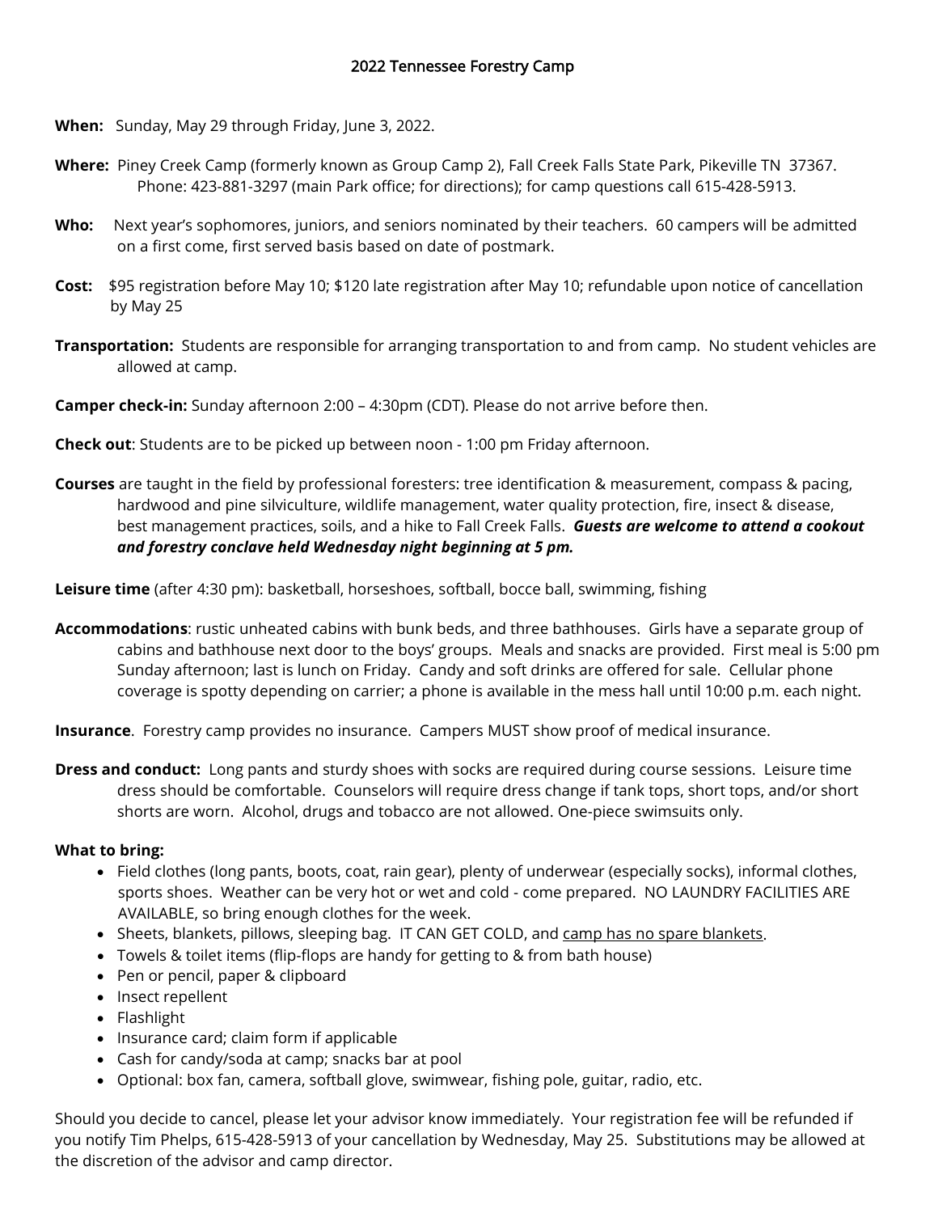# 2022 Tennessee Forestry Camp

**When:** Sunday, May 29 through Friday, June 3, 2022.

**Where:** Piney Creek Camp (formerly known as Group Camp 2), Fall Creek Falls State Park, Pikeville TN 37367. Phone: 423-881-3297 (main Park office; for directions); for camp questions call 615-428-5913.

**Who:** Next year's sophomores, juniors, and seniors nominated by their teachers. 60 campers will be admitted on a first come, first served basis based on date of postmark.

**Cost:** $95 registration before May 10; $120 late registration after May 10; refundable upon notice of cancellation by May 25

**Transportation:** Students are responsible for arranging transportation to and from camp. No student vehicles are allowed at camp.

**Camper check-in:** Sunday afternoon 2:00 – 4:30pm (CDT). Please do not arrive before then.

**Check out**: Students are to be picked up between noon - 1:00 pm Friday afternoon.

**Courses** are taught in the field by professional foresters: tree identification & measurement, compass & pacing, hardwood and pine silviculture, wildlife management, water quality protection, fire, insect & disease, best management practices, soils, and a hike to Fall Creek Falls. ***Guests are welcome to attend a cookout and forestry conclave held Wednesday night beginning at 5 pm.***

**Leisure time** (after 4:30 pm): basketball, horseshoes, softball, bocce ball, swimming, fishing

**Accommodations**: rustic unheated cabins with bunk beds, and three bathhouses. Girls have a separate group of cabins and bathhouse next door to the boys' groups. Meals and snacks are provided. First meal is 5:00 pm Sunday afternoon; last is lunch on Friday. Candy and soft drinks are offered for sale. Cellular phone coverage is spotty depending on carrier; a phone is available in the mess hall until 10:00 p.m. each night.

**Insurance**. Forestry camp provides no insurance. Campers MUST show proof of medical insurance.

**Dress and conduct:** Long pants and sturdy shoes with socks are required during course sessions. Leisure time dress should be comfortable. Counselors will require dress change if tank tops, short tops, and/or short shorts are worn. Alcohol, drugs and tobacco are not allowed. One-piece swimsuits only.

**What to bring:**

- Field clothes (long pants, boots, coat, rain gear), plenty of underwear (especially socks), informal clothes, sports shoes. Weather can be very hot or wet and cold - come prepared. NO LAUNDRY FACILITIES ARE AVAILABLE, so bring enough clothes for the week.
- Sheets, blankets, pillows, sleeping bag. IT CAN GET COLD, and camp has no spare blankets.
- Towels & toilet items (flip-flops are handy for getting to & from bath house)
- Pen or pencil, paper & clipboard
- Insect repellent
- Flashlight
- Insurance card; claim form if applicable
- Cash for candy/soda at camp; snacks bar at pool
- Optional: box fan, camera, softball glove, swimwear, fishing pole, guitar, radio, etc.

Should you decide to cancel, please let your advisor know immediately. Your registration fee will be refunded if you notify Tim Phelps, 615-428-5913 of your cancellation by Wednesday, May 25. Substitutions may be allowed at the discretion of the advisor and camp director.